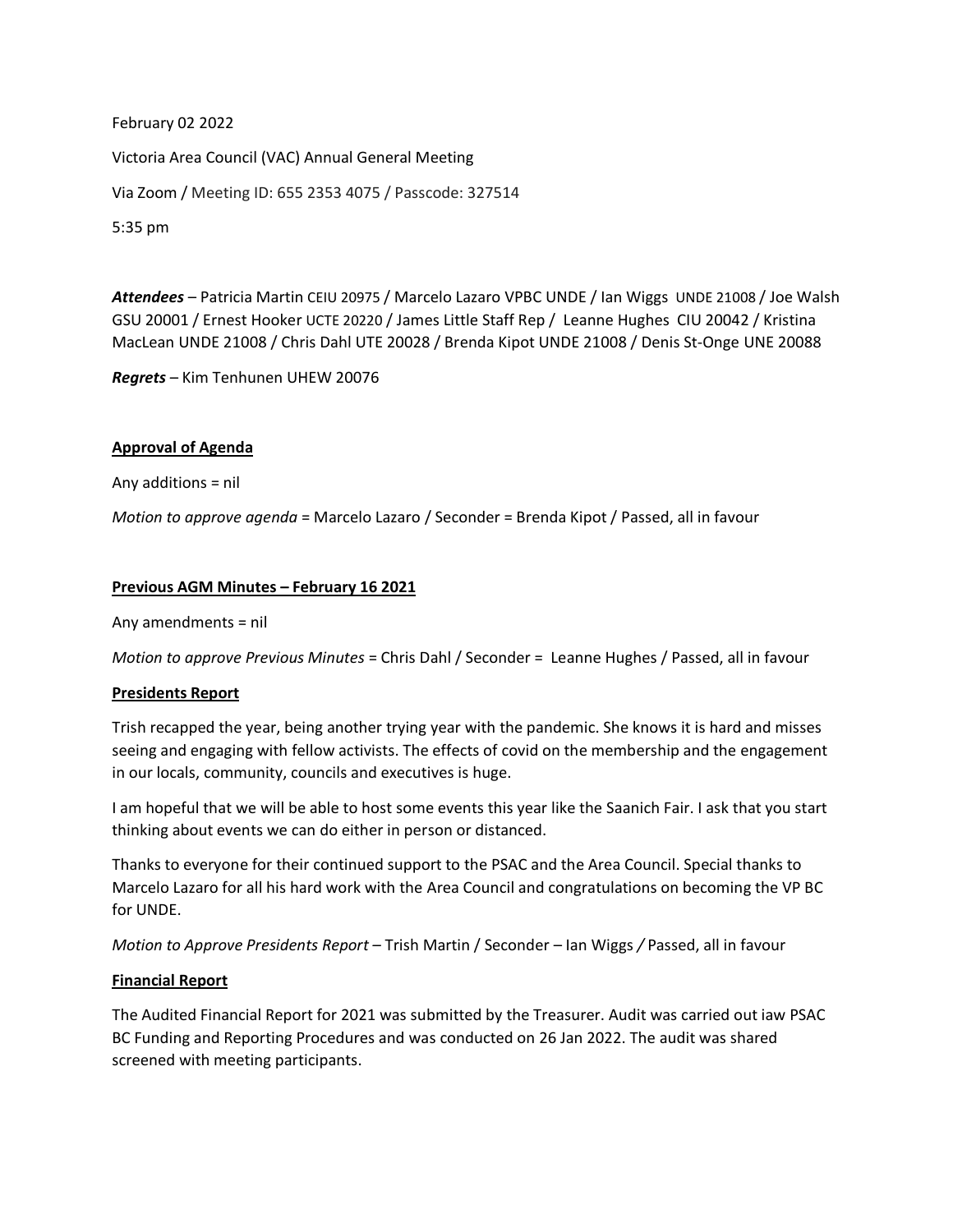February 02 2022

Victoria Area Council (VAC) Annual General Meeting

Via Zoom / Meeting ID: 655 2353 4075 / Passcode: 327514

5:35 pm

***Attendees*** – Patricia Martin CEIU 20975 / Marcelo Lazaro VPBC UNDE / Ian Wiggs UNDE 21008 / Joe Walsh GSU 20001 / Ernest Hooker UCTE 20220 / James Little Staff Rep / Leanne Hughes CIU 20042 / Kristina MacLean UNDE 21008 / Chris Dahl UTE 20028 / Brenda Kipot UNDE 21008 / Denis St-Onge UNE 20088

***Regrets*** – Kim Tenhunen UHEW 20076

**Approval of Agenda**

Any additions = nil

*Motion to approve agenda* = Marcelo Lazaro / Seconder = Brenda Kipot / Passed, all in favour

**Previous AGM Minutes – February 16 2021**

Any amendments = nil

*Motion to approve Previous Minutes* = Chris Dahl / Seconder = Leanne Hughes / Passed, all in favour

**Presidents Report**

Trish recapped the year, being another trying year with the pandemic. She knows it is hard and misses seeing and engaging with fellow activists. The effects of covid on the membership and the engagement in our locals, community, councils and executives is huge.

I am hopeful that we will be able to host some events this year like the Saanich Fair. I ask that you start thinking about events we can do either in person or distanced.

Thanks to everyone for their continued support to the PSAC and the Area Council. Special thanks to Marcelo Lazaro for all his hard work with the Area Council and congratulations on becoming the VP BC for UNDE.

*Motion to Approve Presidents Report* – Trish Martin / Seconder – Ian Wiggs */* Passed, all in favour

**Financial Report**

The Audited Financial Report for 2021 was submitted by the Treasurer. Audit was carried out iaw PSAC BC Funding and Reporting Procedures and was conducted on 26 Jan 2022. The audit was shared screened with meeting participants.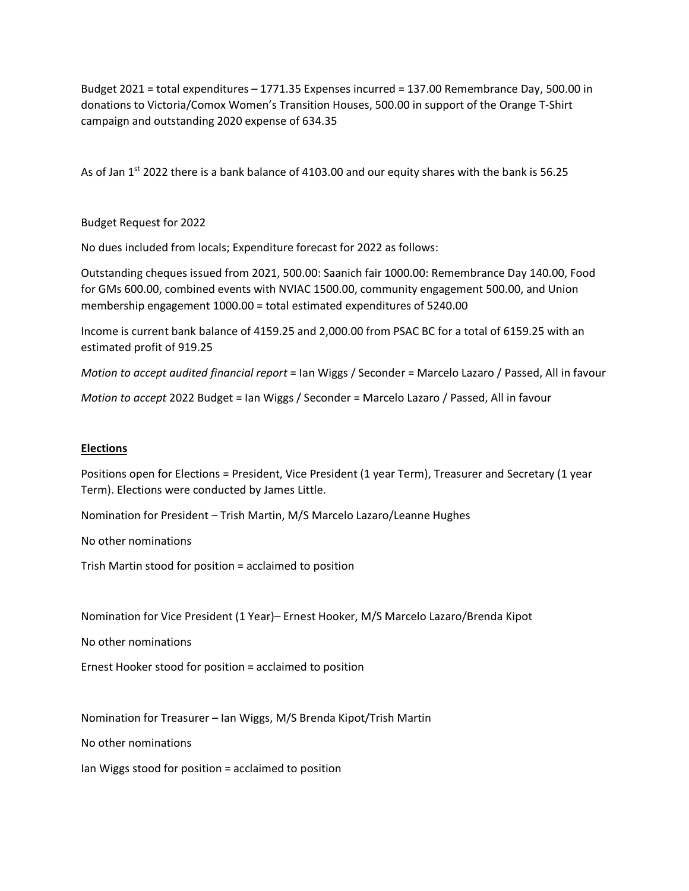Budget 2021 = total expenditures – 1771.35 Expenses incurred = 137.00 Remembrance Day, 500.00 in donations to Victoria/Comox Women's Transition Houses, 500.00 in support of the Orange T-Shirt campaign and outstanding 2020 expense of 634.35

As of Jan 1st 2022 there is a bank balance of 4103.00 and our equity shares with the bank is 56.25

Budget Request for 2022

No dues included from locals; Expenditure forecast for 2022 as follows:

Outstanding cheques issued from 2021, 500.00: Saanich fair 1000.00: Remembrance Day 140.00, Food for GMs 600.00, combined events with NVIAC 1500.00, community engagement 500.00, and Union membership engagement 1000.00 = total estimated expenditures of 5240.00

Income is current bank balance of 4159.25 and 2,000.00 from PSAC BC for a total of 6159.25 with an estimated profit of 919.25

*Motion to accept audited financial report* = Ian Wiggs / Seconder = Marcelo Lazaro / Passed, All in favour

*Motion to accept* 2022 Budget = Ian Wiggs / Seconder = Marcelo Lazaro / Passed, All in favour

**Elections**

Positions open for Elections = President, Vice President (1 year Term), Treasurer and Secretary (1 year Term). Elections were conducted by James Little.

Nomination for President – Trish Martin, M/S Marcelo Lazaro/Leanne Hughes

No other nominations

Trish Martin stood for position = acclaimed to position

Nomination for Vice President (1 Year)– Ernest Hooker, M/S Marcelo Lazaro/Brenda Kipot

No other nominations

Ernest Hooker stood for position = acclaimed to position

Nomination for Treasurer – Ian Wiggs, M/S Brenda Kipot/Trish Martin

No other nominations

Ian Wiggs stood for position = acclaimed to position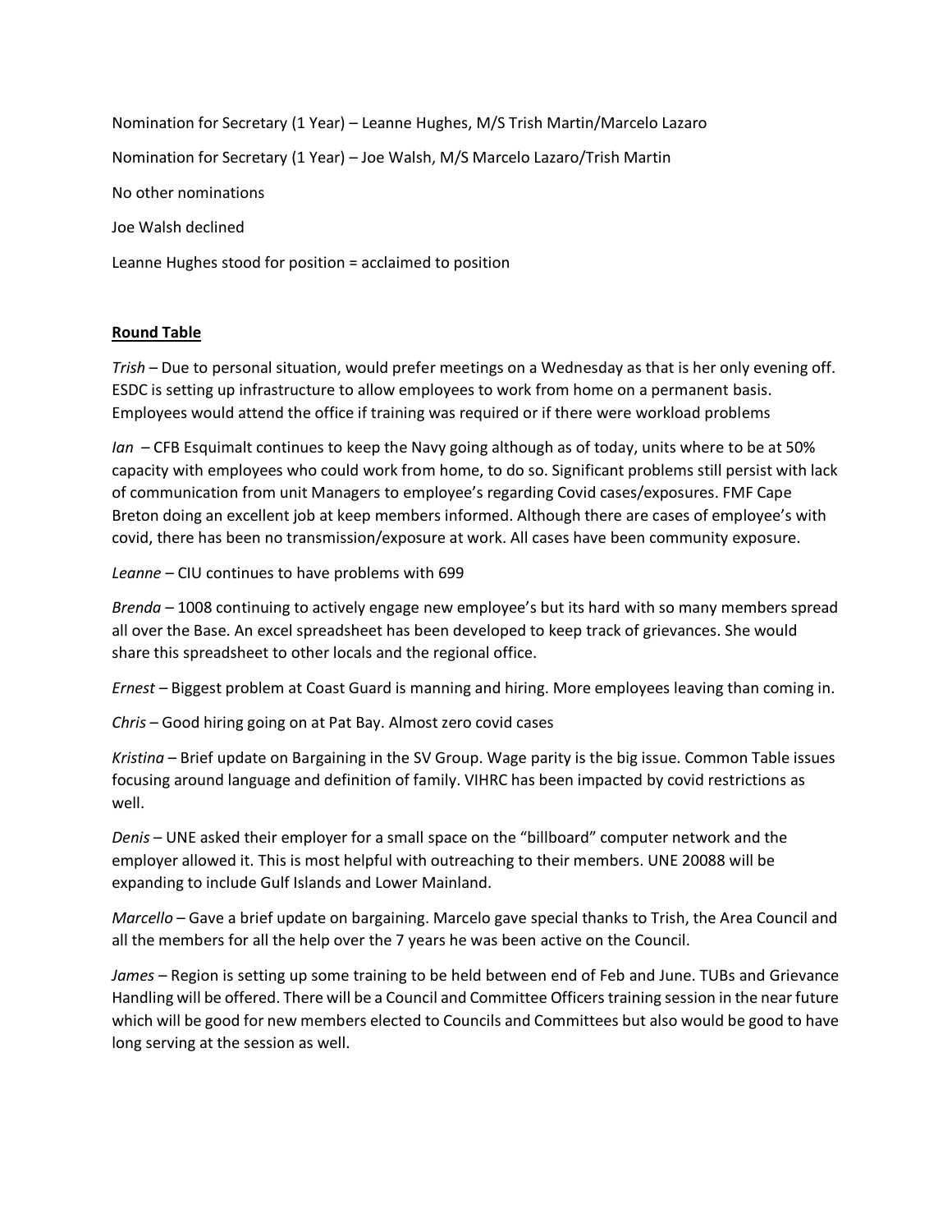Nomination for Secretary (1 Year) – Leanne Hughes, M/S Trish Martin/Marcelo Lazaro

Nomination for Secretary (1 Year) – Joe Walsh, M/S Marcelo Lazaro/Trish Martin

No other nominations

Joe Walsh declined

Leanne Hughes stood for position = acclaimed to position

**Round Table**

*Trish* – Due to personal situation, would prefer meetings on a Wednesday as that is her only evening off. ESDC is setting up infrastructure to allow employees to work from home on a permanent basis. Employees would attend the office if training was required or if there were workload problems

*Ian* – CFB Esquimalt continues to keep the Navy going although as of today, units where to be at 50% capacity with employees who could work from home, to do so. Significant problems still persist with lack of communication from unit Managers to employee's regarding Covid cases/exposures. FMF Cape Breton doing an excellent job at keep members informed. Although there are cases of employee's with covid, there has been no transmission/exposure at work. All cases have been community exposure.

*Leanne* – CIU continues to have problems with 699

*Brenda* – 1008 continuing to actively engage new employee's but its hard with so many members spread all over the Base. An excel spreadsheet has been developed to keep track of grievances. She would share this spreadsheet to other locals and the regional office.

*Ernest* – Biggest problem at Coast Guard is manning and hiring. More employees leaving than coming in.

*Chris* – Good hiring going on at Pat Bay. Almost zero covid cases

*Kristina* – Brief update on Bargaining in the SV Group. Wage parity is the big issue. Common Table issues focusing around language and definition of family. VIHRC has been impacted by covid restrictions as well.

*Denis* – UNE asked their employer for a small space on the "billboard" computer network and the employer allowed it. This is most helpful with outreaching to their members. UNE 20088 will be expanding to include Gulf Islands and Lower Mainland.

*Marcello* – Gave a brief update on bargaining. Marcelo gave special thanks to Trish, the Area Council and all the members for all the help over the 7 years he was been active on the Council.

*James* – Region is setting up some training to be held between end of Feb and June. TUBs and Grievance Handling will be offered. There will be a Council and Committee Officers training session in the near future which will be good for new members elected to Councils and Committees but also would be good to have long serving at the session as well.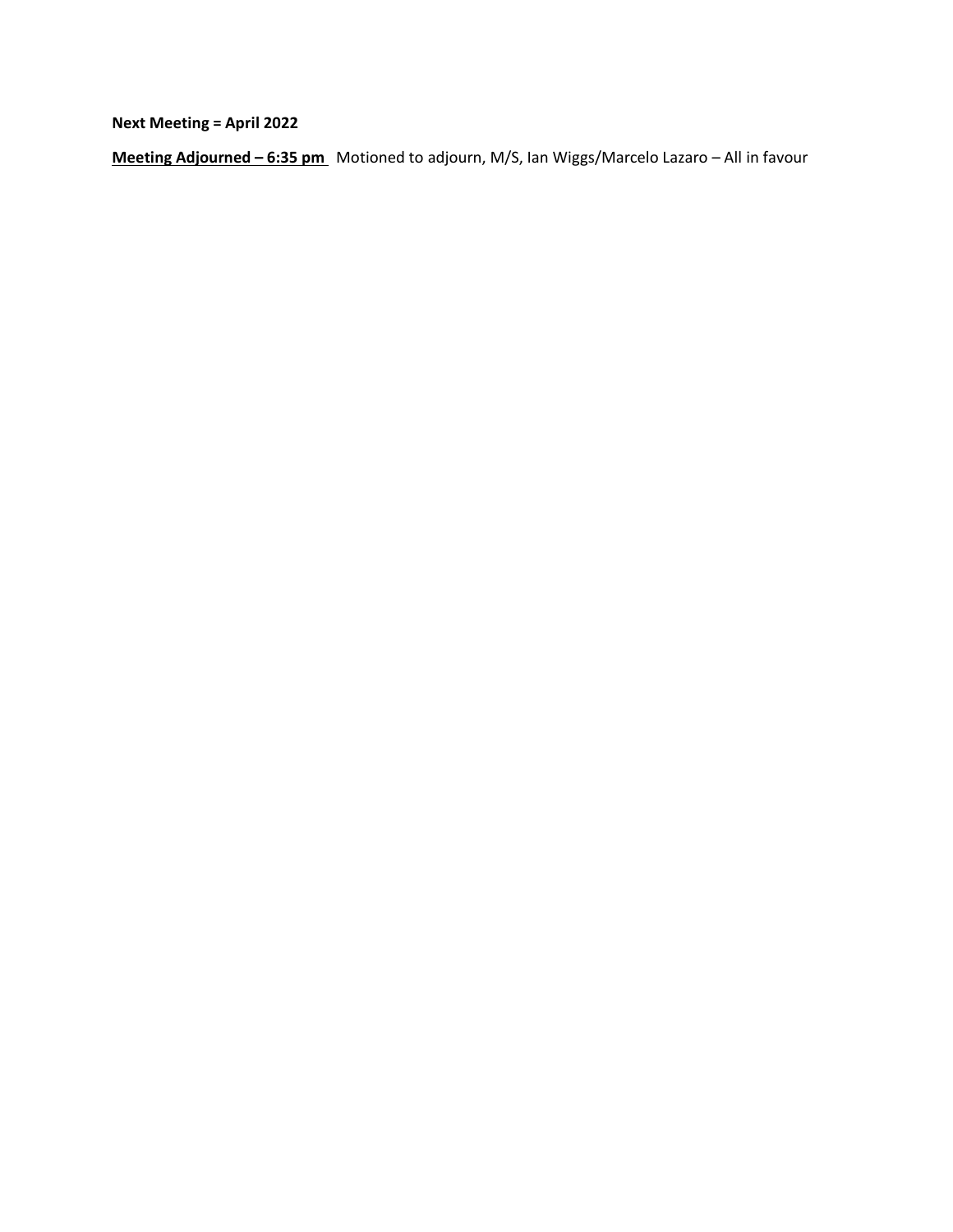**Next Meeting = April 2022**

**<u>Meeting Adjourned – 6:35 pm</u>** Motioned to adjourn, M/S, Ian Wiggs/Marcelo Lazaro – All in favour